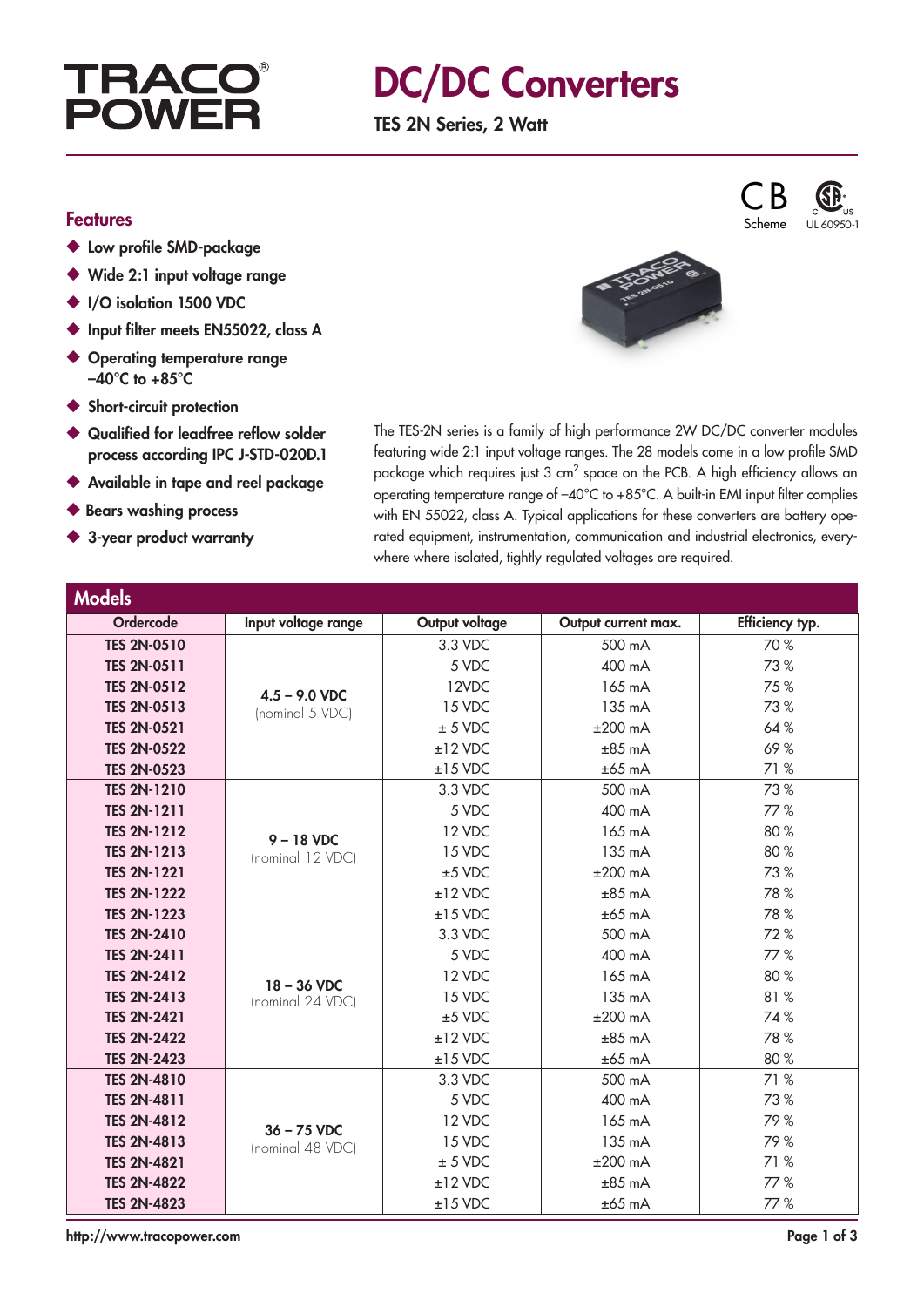# DC/DC Converters

**TES 2N Series, 2 Watt**

CB Scheme UL 60950-1

## Features

- Low profile SMD-package
- Wide 2:1 input voltage range
- I/O isolation 1500 VDC
- Input filter meets EN55022, class A
- Operating temperature range –40°C to +85°C
- Short-circuit protection
- Qualified for leadfree reflow solder process according IPC J-STD-020D.1
- Available in tape and reel package
- Bears washing process
- 3-year product warranty

The TES-2N series is a family of high performance 2W DC/DC converter modules featuring wide 2:1 input voltage ranges. The 28 models come in a low profile SMD package which requires just 3 cm$^2$ space on the PCB. A high efficiency allows an operating temperature range of –40°C to +85°C. A built-in EMI input filter complies with EN 55022, class A. Typical applications for these converters are battery operated equipment, instrumentation, communication and industrial electronics, everywhere where isolated, tightly regulated voltages are required.

## Models

| Ordercode | Input voltage range | Output voltage | Output current max. | Efficiency typ. |
|---|---|---|---|---|
| TES 2N-0510 | 4.5 – 9.0 VDC (nominal 5 VDC) | 3.3 VDC | 500 mA | 70 % |
| TES 2N-0511 | | 5 VDC | 400 mA | 73 % |
| TES 2N-0512 | | 12VDC | 165 mA | 75 % |
| TES 2N-0513 | | 15 VDC | 135 mA | 73 % |
| TES 2N-0521 | | ± 5 VDC | ±200 mA | 64 % |
| TES 2N-0522 | | ±12 VDC | ±85 mA | 69 % |
| TES 2N-0523 | | ±15 VDC | ±65 mA | 71 % |
| TES 2N-1210 | 9 – 18 VDC (nominal 12 VDC) | 3.3 VDC | 500 mA | 73 % |
| TES 2N-1211 | | 5 VDC | 400 mA | 77 % |
| TES 2N-1212 | | 12 VDC | 165 mA | 80 % |
| TES 2N-1213 | | 15 VDC | 135 mA | 80 % |
| TES 2N-1221 | | ±5 VDC | ±200 mA | 73 % |
| TES 2N-1222 | | ±12 VDC | ±85 mA | 78 % |
| TES 2N-1223 | | ±15 VDC | ±65 mA | 78 % |
| TES 2N-2410 | 18 – 36 VDC (nominal 24 VDC) | 3.3 VDC | 500 mA | 72 % |
| TES 2N-2411 | | 5 VDC | 400 mA | 77 % |
| TES 2N-2412 | | 12 VDC | 165 mA | 80 % |
| TES 2N-2413 | | 15 VDC | 135 mA | 81 % |
| TES 2N-2421 | | ±5 VDC | ±200 mA | 74 % |
| TES 2N-2422 | | ±12 VDC | ±85 mA | 78 % |
| TES 2N-2423 | | ±15 VDC | ±65 mA | 80 % |
| TES 2N-4810 | 36 – 75 VDC (nominal 48 VDC) | 3.3 VDC | 500 mA | 71 % |
| TES 2N-4811 | | 5 VDC | 400 mA | 73 % |
| TES 2N-4812 | | 12 VDC | 165 mA | 79 % |
| TES 2N-4813 | | 15 VDC | 135 mA | 79 % |
| TES 2N-4821 | | ± 5 VDC | ±200 mA | 71 % |
| TES 2N-4822 | | ±12 VDC | ±85 mA | 77 % |
| TES 2N-4823 | | ±15 VDC | ±65 mA | 77 % |

http://www.tracopower.com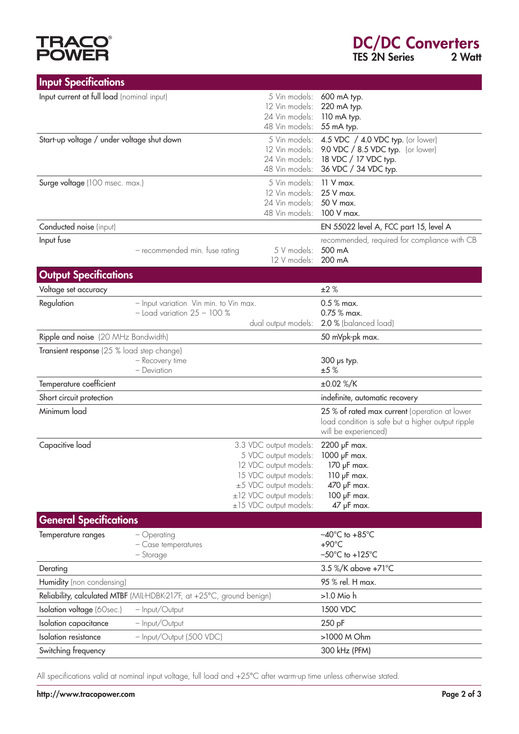## Input Specifications

| | | | |
|---|---|---|---|
| **Input current at full load** (nominal input) | | 5 Vin models:<br>12 Vin models:<br>24 Vin models:<br>48 Vin models: | 600 mA typ.<br>220 mA typ.<br>110 mA typ.<br>55 mA typ. |
| **Start-up voltage / under voltage shut down** | | 5 Vin models:<br>12 Vin models:<br>24 Vin models:<br>48 Vin models: | 4.5 VDC / 4.0 VDC typ. (or lower)<br>9.0 VDC / 8.5 VDC typ. (or lower)<br>18 VDC / 17 VDC typ.<br>36 VDC / 34 VDC typ. |
| **Surge voltage** (100 msec. max.) | | 5 Vin models:<br>12 Vin models:<br>24 Vin models:<br>48 Vin models: | 11 V max.<br>25 V max.<br>50 V max.<br>100 V max. |
| **Conducted noise** (input) | | | EN 55022 level A, FCC part 15, level A |
| **Input fuse** | – recommended min. fuse rating | 5 V models:<br>12 V models: | recommended, required for compliance with CB<br>500 mA<br>200 mA |

## Output Specifications

| | | | |
|---|---|---|---|
| **Voltage set accuracy** | | | ±2 % |
| **Regulation** | – Input variation Vin min. to Vin max.<br>– Load variation 25 – 100 % | dual output models: | 0.5 % max.<br>0.75 % max.<br>2.0 % (balanced load) |
| **Ripple and noise** (20 MHz Bandwidth) | | | 50 mVpk-pk max. |
| **Transient response** (25 % load step change) | – Recovery time<br>– Deviation | | 300 µs typ.<br>±5 % |
| **Temperature coefficient** | | | ±0.02 %/K |
| **Short circuit protection** | | | indefinite, automatic recovery |
| **Minimum load** | | | 25 % of rated max current (operation at lower load condition is safe but a higher output ripple will be experienced) |
| **Capacitive load** | | 3.3 VDC output models:<br>5 VDC output models:<br>12 VDC output models:<br>15 VDC output models:<br>±5 VDC output models:<br>±12 VDC output models:<br>±15 VDC output models: | 2200 µF max.<br>1000 µF max.<br>170 µF max.<br>110 µF max.<br>470 µF max.<br>100 µF max.<br>47 µF max. |

## General Specifications

| | | |
|---|---|---|
| **Temperature ranges** | – Operating<br>– Case temperatures<br>– Storage | –40°C to +85°C<br>+90°C<br>–50°C to +125°C |
| **Derating** | | 3.5 %/K above +71°C |
| **Humidity** (non condensing) | | 95 % rel. H max. |
| **Reliability, calculated MTBF** (MIL-HDBK-217F, at +25°C, ground benign) | | >1.0 Mio h |
| **Isolation voltage** (60sec.) | – Input/Output | 1500 VDC |
| **Isolation capacitance** | – Input/Output | 250 pF |
| **Isolation resistance** | – Input/Output (500 VDC) | >1000 M Ohm |
| **Switching frequency** | | 300 kHz (PFM) |

All specifications valid at nominal input voltage, full load and +25°C after warm-up time unless otherwise stated.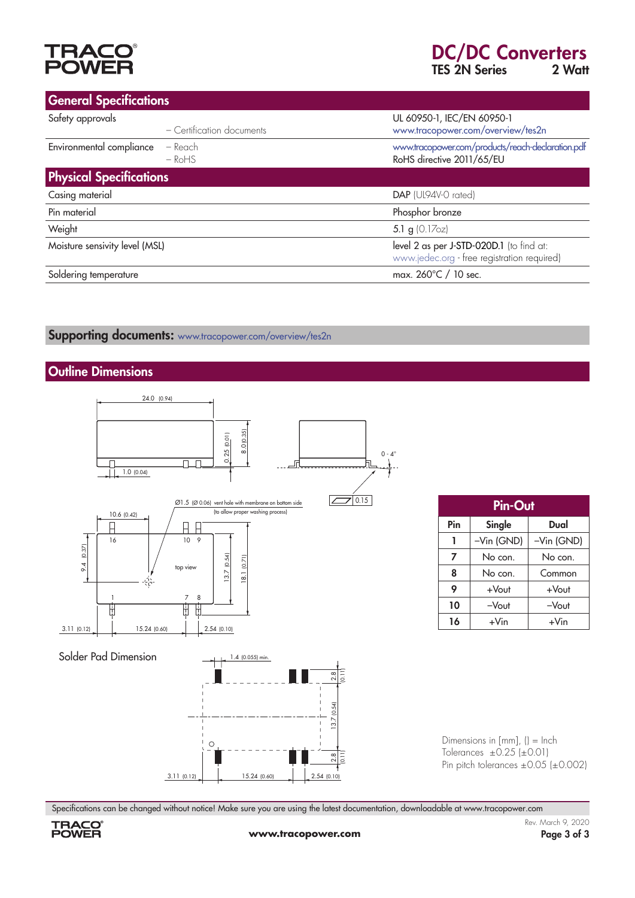## General Specifications

| | | |
|---|---|---|
| Safety approvals | – Certification documents | UL 60950-1, IEC/EN 60950-1<br>www.tracopower.com/overview/tes2n |
| Environmental compliance | – Reach<br>– RoHS | www.tracopower.com/products/reach-declaration.pdf<br>RoHS directive 2011/65/EU |

## Physical Specifications

| | |
|---|---|
| Casing material | DAP (UL94V-0 rated) |
| Pin material | Phosphor bronze |
| Weight | 5.1 g (0.17oz) |
| Moisture sensitivity level (MSL) | level 2 as per J-STD-020D.1 (to find at: www.jedec.org - free registration required) |
| Soldering temperature | max. 260°C / 10 sec. |

## Supporting documents: www.tracopower.com/overview/tes2n

## Outline Dimensions

24.0 (0.94)
8.0 (0.35)
0.25 (0.01)
1.0 (0.04)
0 - 4°
0.15
Ø1.5 (Ø 0.06) vent hole with membrane on bottom side (to allow proper washing process)
10.6 (0.42)
16
10 9
9.4 (0.37)
top view
13.7 (0.54)
18.1 (0.71)
1
7 8
3.11 (0.12)
15.24 (0.60)
2.54 (0.10)

Solder Pad Dimension

1.4 (0.055) min.
2.8 (0.11)
13.7 (0.54)
2.8 (0.11)
3.11 (0.12)
15.24 (0.60)
2.54 (0.10)

| Pin-Out | | |
|---|---|---|
| **Pin** | **Single** | **Dual** |
| **1** | –Vin (GND) | –Vin (GND) |
| **7** | No con. | No con. |
| **8** | No con. | Common |
| **9** | +Vout | +Vout |
| **10** | –Vout | –Vout |
| **16** | +Vin | +Vin |

Dimensions in [mm], () = Inch
Tolerances ±0.25 (±0.01)
Pin pitch tolerances ±0.05 (±0.002)

Specifications can be changed without notice! Make sure you are using the latest documentation, downloadable at www.tracopower.com

Rev. March 9, 2020